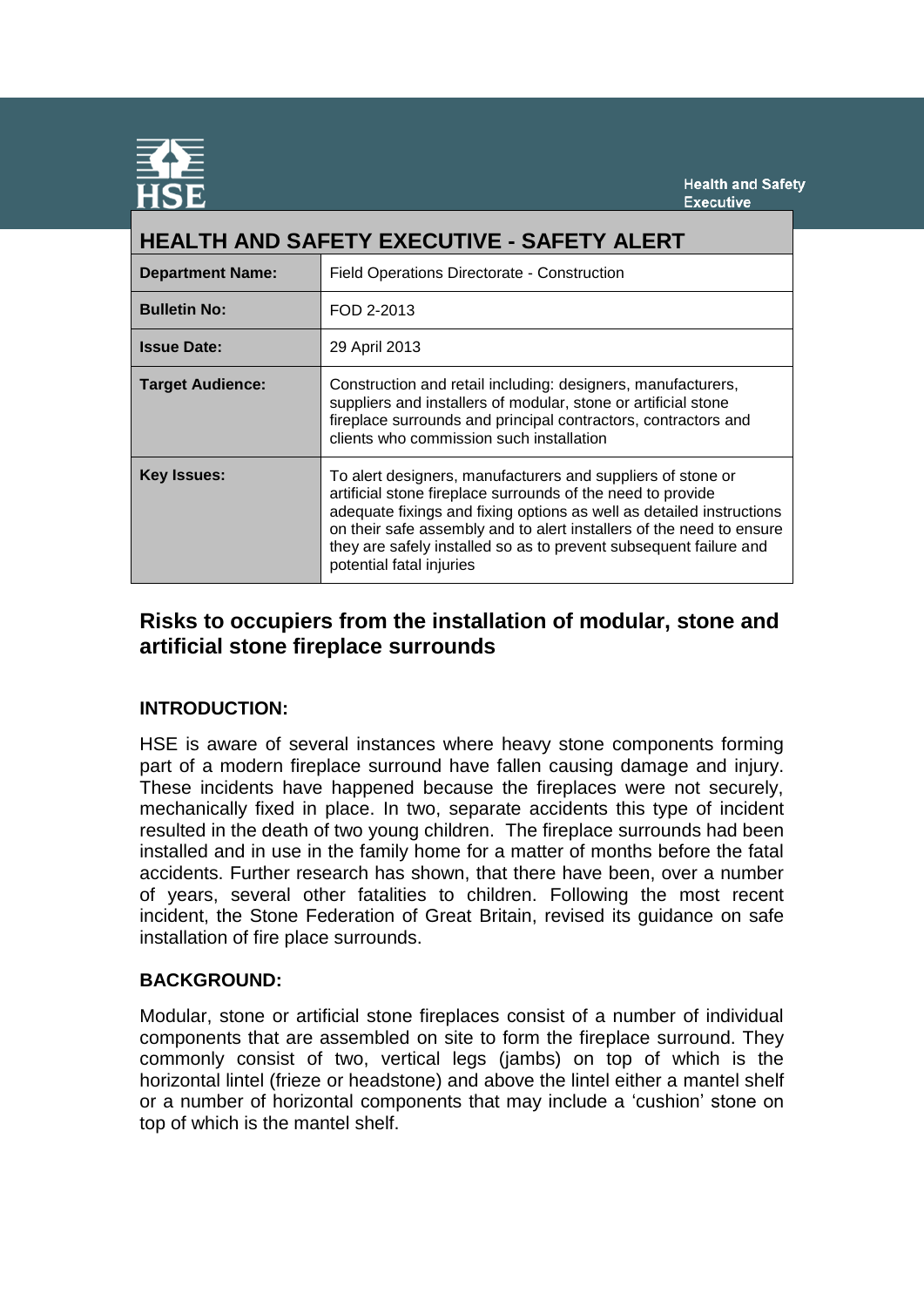# HEALTH AND SAFETY EXECUTIVE - SAFETY ALERT

| | |
|---|---|
| **Department Name:** | Field Operations Directorate - Construction |
| **Bulletin No:** | FOD 2-2013 |
| **Issue Date:** | 29 April 2013 |
| **Target Audience:** | Construction and retail including: designers, manufacturers, suppliers and installers of modular, stone or artificial stone fireplace surrounds and principal contractors, contractors and clients who commission such installation |
| **Key Issues:** | To alert designers, manufacturers and suppliers of stone or artificial stone fireplace surrounds of the need to provide adequate fixings and fixing options as well as detailed instructions on their safe assembly and to alert installers of the need to ensure they are safely installed so as to prevent subsequent failure and potential fatal injuries |

## Risks to occupiers from the installation of modular, stone and artificial stone fireplace surrounds

### INTRODUCTION:

HSE is aware of several instances where heavy stone components forming part of a modern fireplace surround have fallen causing damage and injury. These incidents have happened because the fireplaces were not securely, mechanically fixed in place. In two, separate accidents this type of incident resulted in the death of two young children. The fireplace surrounds had been installed and in use in the family home for a matter of months before the fatal accidents. Further research has shown, that there have been, over a number of years, several other fatalities to children. Following the most recent incident, the Stone Federation of Great Britain, revised its guidance on safe installation of fire place surrounds.

### BACKGROUND:

Modular, stone or artificial stone fireplaces consist of a number of individual components that are assembled on site to form the fireplace surround. They commonly consist of two, vertical legs (jambs) on top of which is the horizontal lintel (frieze or headstone) and above the lintel either a mantel shelf or a number of horizontal components that may include a 'cushion' stone on top of which is the mantel shelf.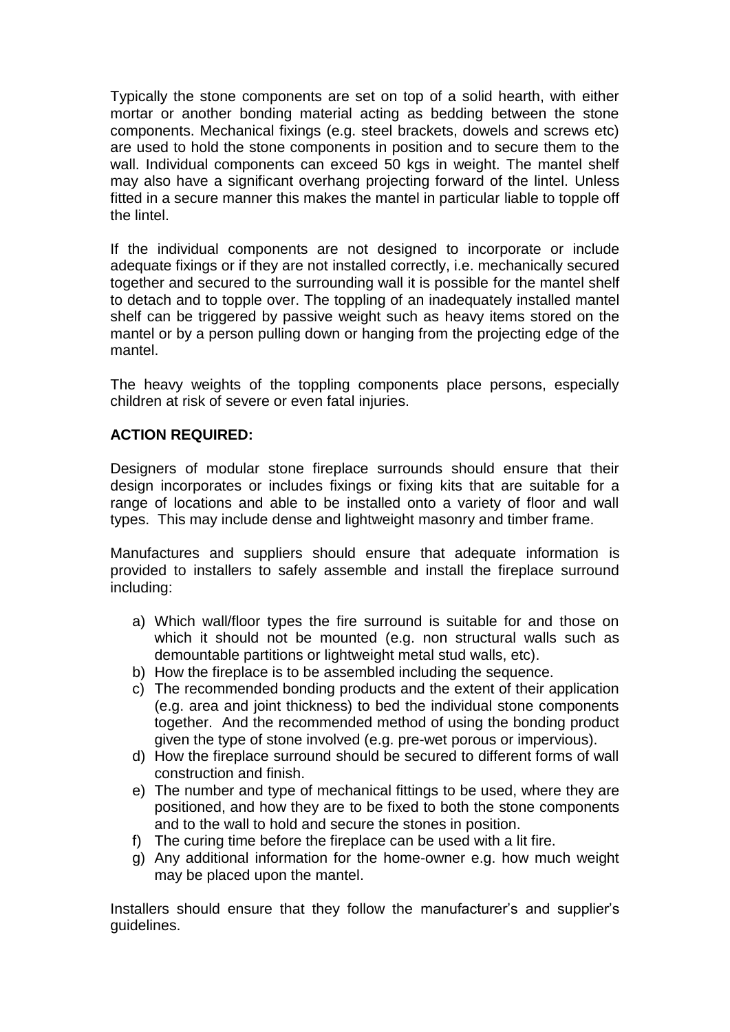Typically the stone components are set on top of a solid hearth, with either mortar or another bonding material acting as bedding between the stone components. Mechanical fixings (e.g. steel brackets, dowels and screws etc) are used to hold the stone components in position and to secure them to the wall. Individual components can exceed 50 kgs in weight. The mantel shelf may also have a significant overhang projecting forward of the lintel. Unless fitted in a secure manner this makes the mantel in particular liable to topple off the lintel.

If the individual components are not designed to incorporate or include adequate fixings or if they are not installed correctly, i.e. mechanically secured together and secured to the surrounding wall it is possible for the mantel shelf to detach and to topple over. The toppling of an inadequately installed mantel shelf can be triggered by passive weight such as heavy items stored on the mantel or by a person pulling down or hanging from the projecting edge of the mantel.

The heavy weights of the toppling components place persons, especially children at risk of severe or even fatal injuries.

**ACTION REQUIRED:**

Designers of modular stone fireplace surrounds should ensure that their design incorporates or includes fixings or fixing kits that are suitable for a range of locations and able to be installed onto a variety of floor and wall types. This may include dense and lightweight masonry and timber frame.

Manufactures and suppliers should ensure that adequate information is provided to installers to safely assemble and install the fireplace surround including:

a) Which wall/floor types the fire surround is suitable for and those on which it should not be mounted (e.g. non structural walls such as demountable partitions or lightweight metal stud walls, etc).
b) How the fireplace is to be assembled including the sequence.
c) The recommended bonding products and the extent of their application (e.g. area and joint thickness) to bed the individual stone components together. And the recommended method of using the bonding product given the type of stone involved (e.g. pre-wet porous or impervious).
d) How the fireplace surround should be secured to different forms of wall construction and finish.
e) The number and type of mechanical fittings to be used, where they are positioned, and how they are to be fixed to both the stone components and to the wall to hold and secure the stones in position.
f) The curing time before the fireplace can be used with a lit fire.
g) Any additional information for the home-owner e.g. how much weight may be placed upon the mantel.

Installers should ensure that they follow the manufacturer's and supplier's guidelines.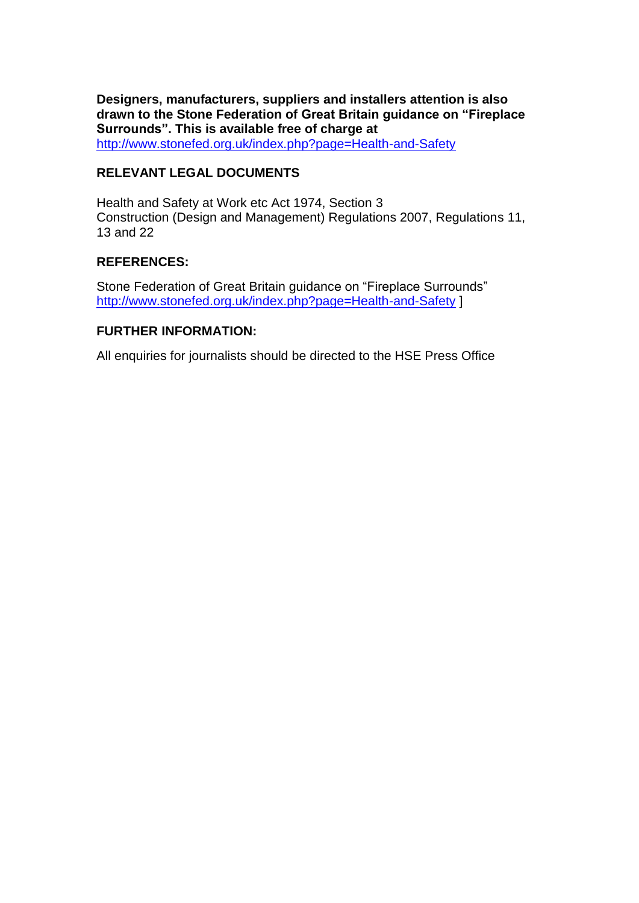**Designers, manufacturers, suppliers and installers attention is also drawn to the Stone Federation of Great Britain guidance on "Fireplace Surrounds". This is available free of charge at** http://www.stonefed.org.uk/index.php?page=Health-and-Safety

## RELEVANT LEGAL DOCUMENTS

Health and Safety at Work etc Act 1974, Section 3
Construction (Design and Management) Regulations 2007, Regulations 11, 13 and 22

## REFERENCES:

Stone Federation of Great Britain guidance on "Fireplace Surrounds"
http://www.stonefed.org.uk/index.php?page=Health-and-Safety ]

## FURTHER INFORMATION:

All enquiries for journalists should be directed to the HSE Press Office